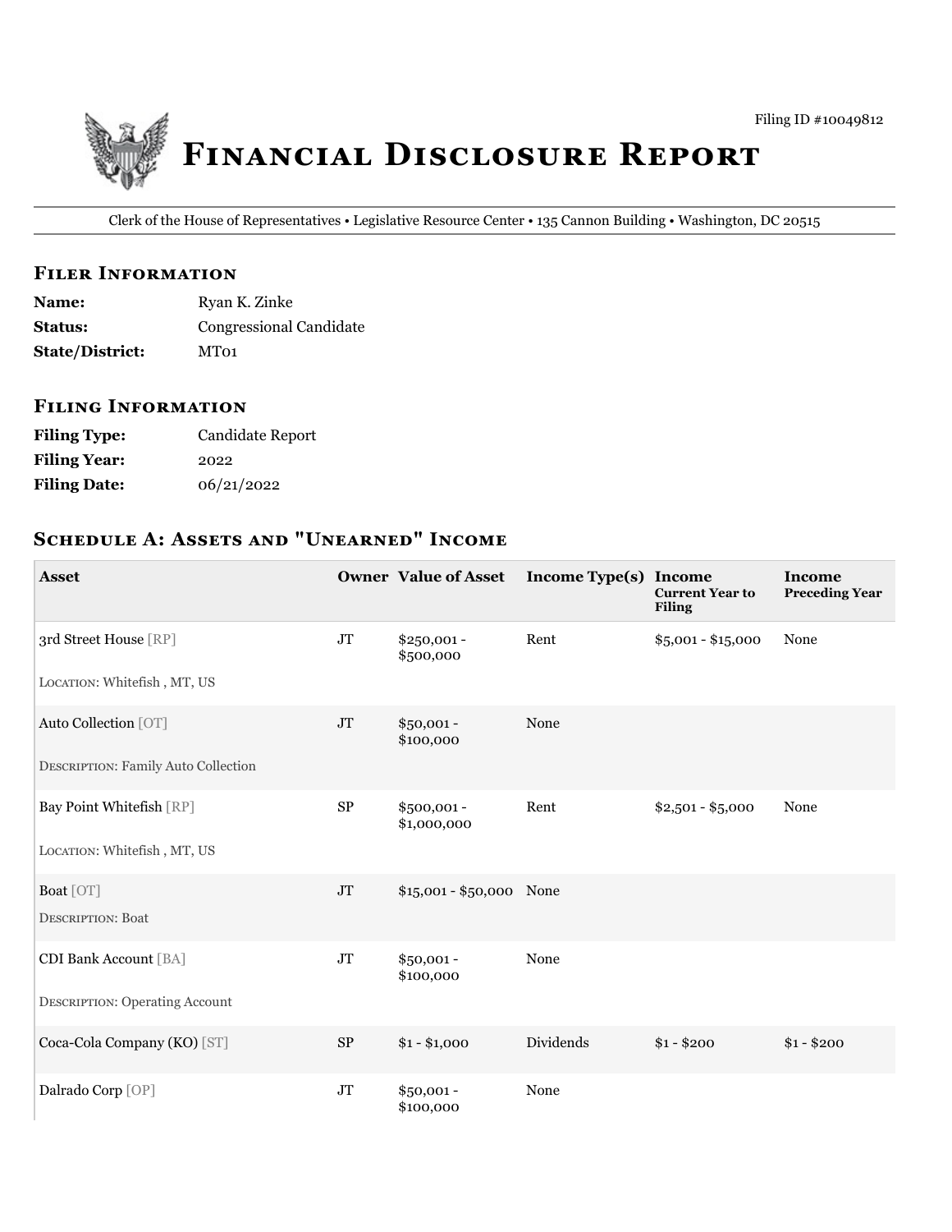Filing ID #10049812

# Financial Disclosure Report

Clerk of the House of Representatives • Legislative Resource Center • 135 Cannon Building • Washington, DC 20515

## Filer Information

**Name:** Ryan K. Zinke
**Status:** Congressional Candidate
**State/District:** MT01

## Filing Information

**Filing Type:** Candidate Report
**Filing Year:** 2022
**Filing Date:** 06/21/2022

## Schedule A: Assets and "Unearned" Income

| Asset | Owner | Value of Asset | Income Type(s) | Income Current Year to Filing | Income Preceding Year |
|---|---|---|---|---|---|
| 3rd Street House [RP]<br>LOCATION: Whitefish , MT, US | JT | $250,001 - $500,000 | Rent | $5,001 - $15,000 | None |
| Auto Collection [OT]<br>DESCRIPTION: Family Auto Collection | JT | $50,001 - $100,000 | None | | |
| Bay Point Whitefish [RP]<br>LOCATION: Whitefish , MT, US | SP | $500,001 - $1,000,000 | Rent | $2,501 - $5,000 | None |
| Boat [OT]<br>DESCRIPTION: Boat | JT | $15,001 - $50,000 | None | | |
| CDI Bank Account [BA]<br>DESCRIPTION: Operating Account | JT | $50,001 - $100,000 | None | | |
| Coca-Cola Company (KO) [ST] | SP | $1 - $1,000 | Dividends | $1 - $200 | $1 - $200 |
| Dalrado Corp [OP] | JT | $50,001 - $100,000 | None | | |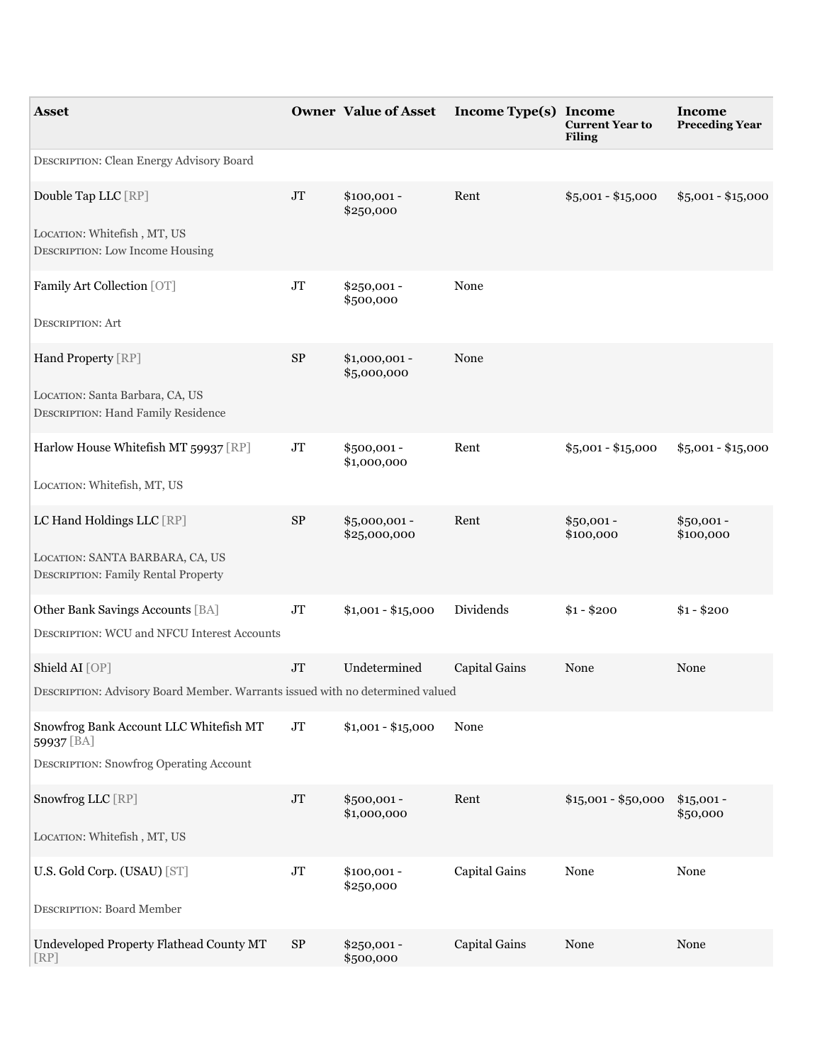| Asset | Owner | Value of Asset | Income Type(s) | Income Current Year to Filing | Income Preceding Year |
|---|---|---|---|---|---|
| DESCRIPTION: Clean Energy Advisory Board | | | | | |
| Double Tap LLC [RP]<br>LOCATION: Whitefish , MT, US<br>DESCRIPTION: Low Income Housing | JT | $100,001 - $250,000 | Rent | $5,001 - $15,000 | $5,001 - $15,000 |
| Family Art Collection [OT]<br>DESCRIPTION: Art | JT | $250,001 - $500,000 | None | | |
| Hand Property [RP]<br>LOCATION: Santa Barbara, CA, US<br>DESCRIPTION: Hand Family Residence | SP | $1,000,001 - $5,000,000 | None | | |
| Harlow House Whitefish MT 59937 [RP]<br>LOCATION: Whitefish, MT, US | JT | $500,001 - $1,000,000 | Rent | $5,001 - $15,000 | $5,001 - $15,000 |
| LC Hand Holdings LLC [RP]<br>LOCATION: SANTA BARBARA, CA, US<br>DESCRIPTION: Family Rental Property | SP | $5,000,001 - $25,000,000 | Rent | $50,001 - $100,000 | $50,001 - $100,000 |
| Other Bank Savings Accounts [BA]<br>DESCRIPTION: WCU and NFCU Interest Accounts | JT | $1,001 - $15,000 | Dividends | $1 - $200 | $1 - $200 |
| Shield AI [OP]<br>DESCRIPTION: Advisory Board Member. Warrants issued with no determined valued | JT | Undetermined | Capital Gains | None | None |
| Snowfrog Bank Account LLC Whitefish MT 59937 [BA]<br>DESCRIPTION: Snowfrog Operating Account | JT | $1,001 - $15,000 | None | | |
| Snowfrog LLC [RP]<br>LOCATION: Whitefish , MT, US | JT | $500,001 - $1,000,000 | Rent | $15,001 - $50,000 | $15,001 - $50,000 |
| U.S. Gold Corp. (USAU) [ST]<br>DESCRIPTION: Board Member | JT | $100,001 - $250,000 | Capital Gains | None | None |
| Undeveloped Property Flathead County MT [RP] | SP | $250,001 - $500,000 | Capital Gains | None | None |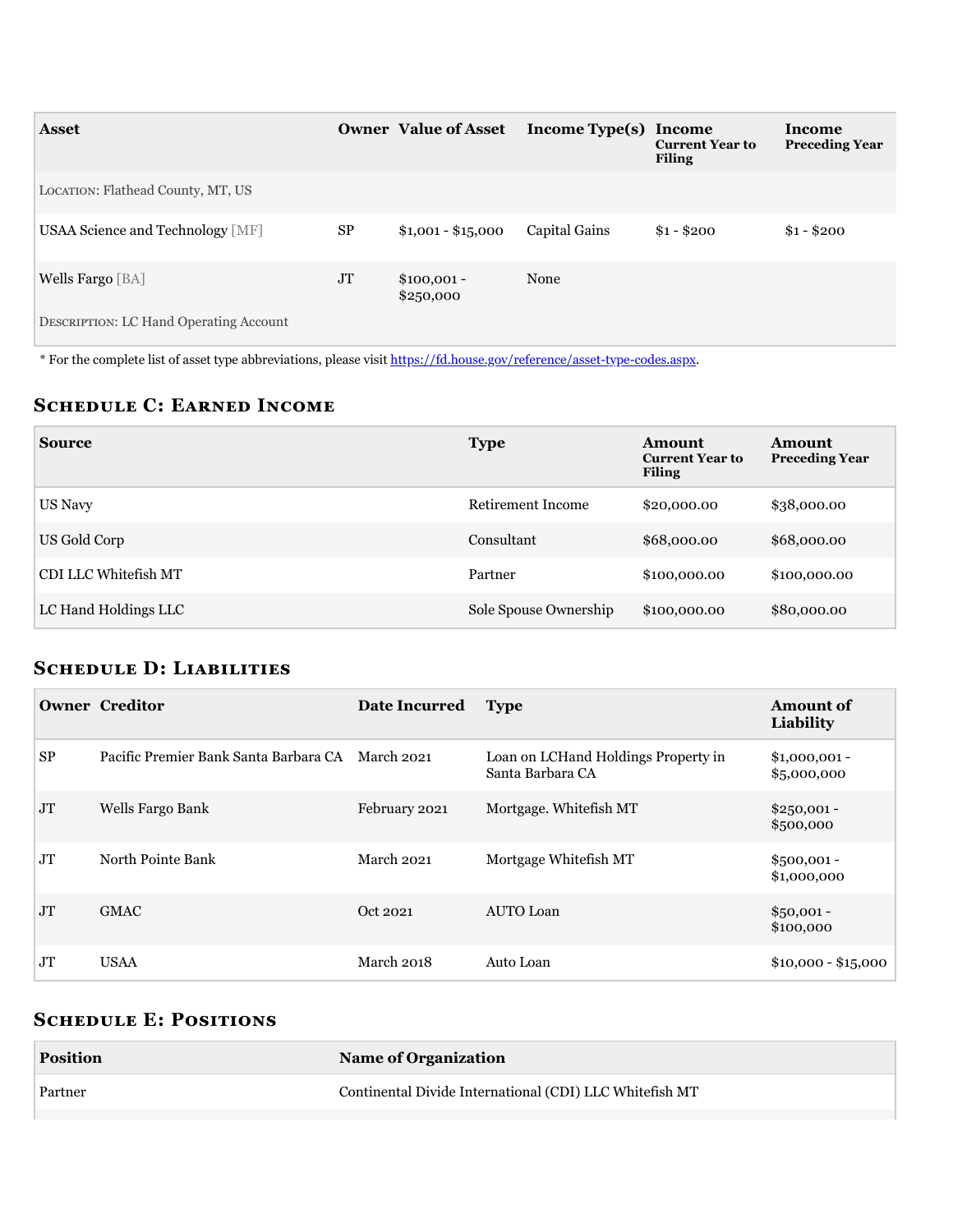| Asset | Owner | Value of Asset | Income Type(s) | Income Current Year to Filing | Income Preceding Year |
|---|---|---|---|---|---|
| LOCATION: Flathead County, MT, US | | | | | |
| USAA Science and Technology [MF] | SP | $1,001 - $15,000 | Capital Gains | $1 - $200 | $1 - $200 |
| Wells Fargo [BA]<br>DESCRIPTION: LC Hand Operating Account | JT | $100,001 - $250,000 | None | | |

* For the complete list of asset type abbreviations, please visit https://fd.house.gov/reference/asset-type-codes.aspx.

## Schedule C: Earned Income

| Source | Type | Amount Current Year to Filing | Amount Preceding Year |
|---|---|---|---|
| US Navy | Retirement Income | $20,000.00 | $38,000.00 |
| US Gold Corp | Consultant | $68,000.00 | $68,000.00 |
| CDI LLC Whitefish MT | Partner | $100,000.00 | $100,000.00 |
| LC Hand Holdings LLC | Sole Spouse Ownership | $100,000.00 | $80,000.00 |

## Schedule D: Liabilities

| Owner | Creditor | Date Incurred | Type | Amount of Liability |
|---|---|---|---|---|
| SP | Pacific Premier Bank Santa Barbara CA | March 2021 | Loan on LCHand Holdings Property in Santa Barbara CA | $1,000,001 - $5,000,000 |
| JT | Wells Fargo Bank | February 2021 | Mortgage. Whitefish MT | $250,001 - $500,000 |
| JT | North Pointe Bank | March 2021 | Mortgage Whitefish MT | $500,001 - $1,000,000 |
| JT | GMAC | Oct 2021 | AUTO Loan | $50,001 - $100,000 |
| JT | USAA | March 2018 | Auto Loan | $10,000 - $15,000 |

## Schedule E: Positions

| Position | Name of Organization |
|---|---|
| Partner | Continental Divide International (CDI) LLC Whitefish MT |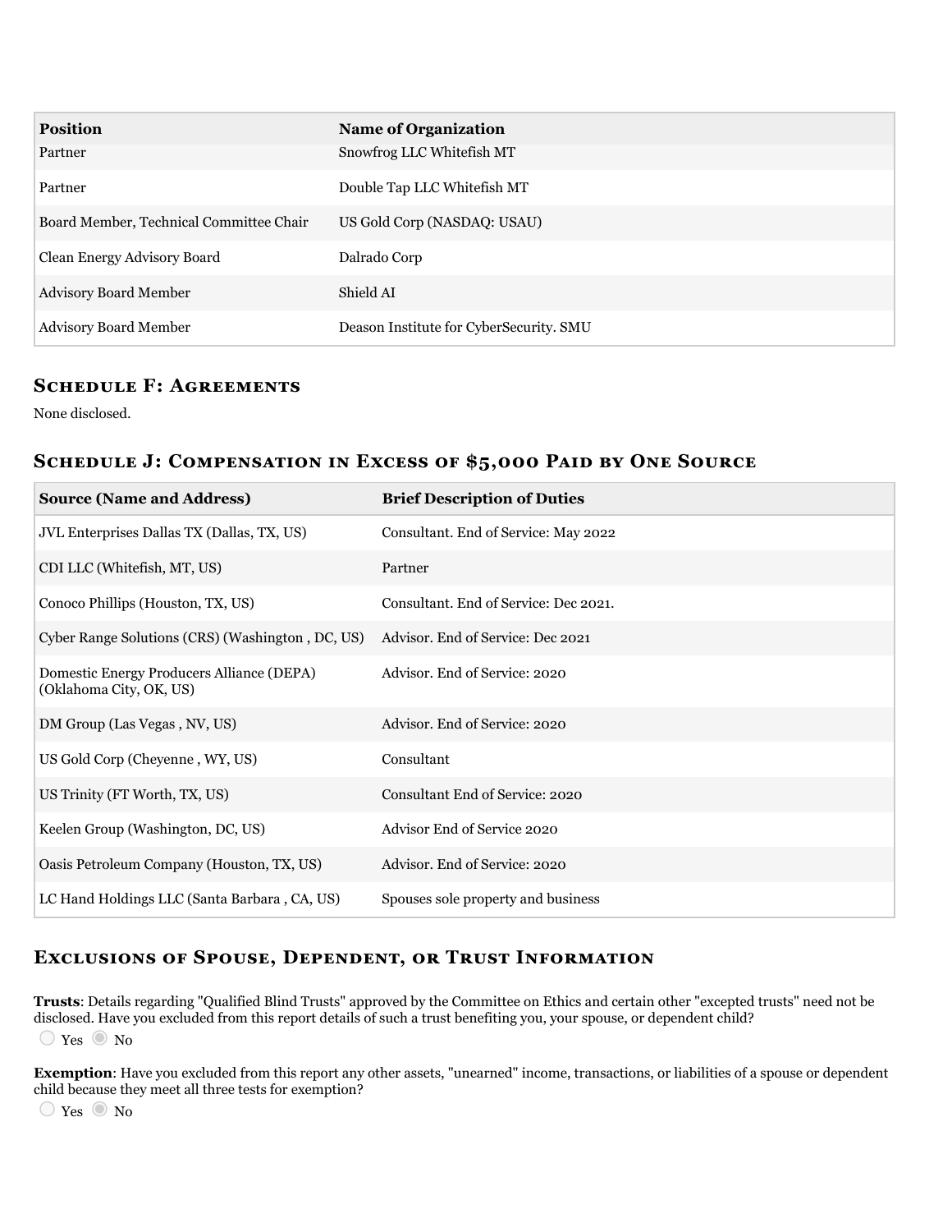| Position | Name of Organization |
| --- | --- |
| Partner | Snowfrog LLC Whitefish MT |
| Partner | Double Tap LLC Whitefish MT |
| Board Member, Technical Committee Chair | US Gold Corp (NASDAQ: USAU) |
| Clean Energy Advisory Board | Dalrado Corp |
| Advisory Board Member | Shield AI |
| Advisory Board Member | Deason Institute for CyberSecurity. SMU |

## Schedule F: Agreements

None disclosed.

## Schedule J: Compensation in Excess of $5,000 Paid by One Source

| Source (Name and Address) | Brief Description of Duties |
| --- | --- |
| JVL Enterprises Dallas TX (Dallas, TX, US) | Consultant. End of Service: May 2022 |
| CDI LLC (Whitefish, MT, US) | Partner |
| Conoco Phillips (Houston, TX, US) | Consultant. End of Service: Dec 2021. |
| Cyber Range Solutions (CRS) (Washington , DC, US) | Advisor. End of Service: Dec 2021 |
| Domestic Energy Producers Alliance (DEPA) (Oklahoma City, OK, US) | Advisor. End of Service: 2020 |
| DM Group (Las Vegas , NV, US) | Advisor. End of Service: 2020 |
| US Gold Corp (Cheyenne , WY, US) | Consultant |
| US Trinity (FT Worth, TX, US) | Consultant End of Service: 2020 |
| Keelen Group (Washington, DC, US) | Advisor End of Service 2020 |
| Oasis Petroleum Company (Houston, TX, US) | Advisor. End of Service: 2020 |
| LC Hand Holdings LLC (Santa Barbara , CA, US) | Spouses sole property and business |

## Exclusions of Spouse, Dependent, or Trust Information

**Trusts**: Details regarding "Qualified Blind Trusts" approved by the Committee on Ethics and certain other "excepted trusts" need not be disclosed. Have you excluded from this report details of such a trust benefiting you, your spouse, or dependent child?

○ Yes ● No

**Exemption**: Have you excluded from this report any other assets, "unearned" income, transactions, or liabilities of a spouse or dependent child because they meet all three tests for exemption?

○ Yes ● No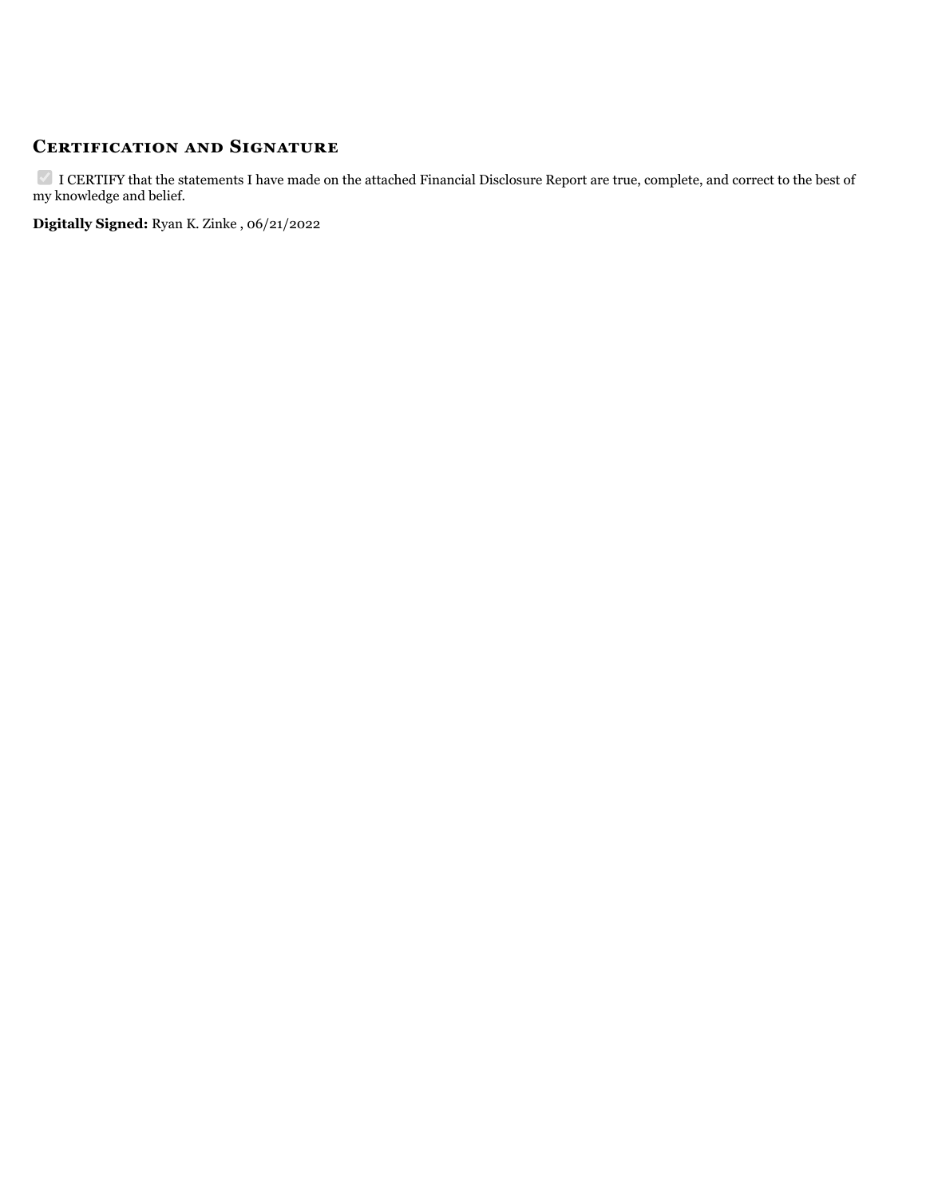## Certification and Signature

☑ I CERTIFY that the statements I have made on the attached Financial Disclosure Report are true, complete, and correct to the best of my knowledge and belief.

**Digitally Signed:** Ryan K. Zinke , 06/21/2022